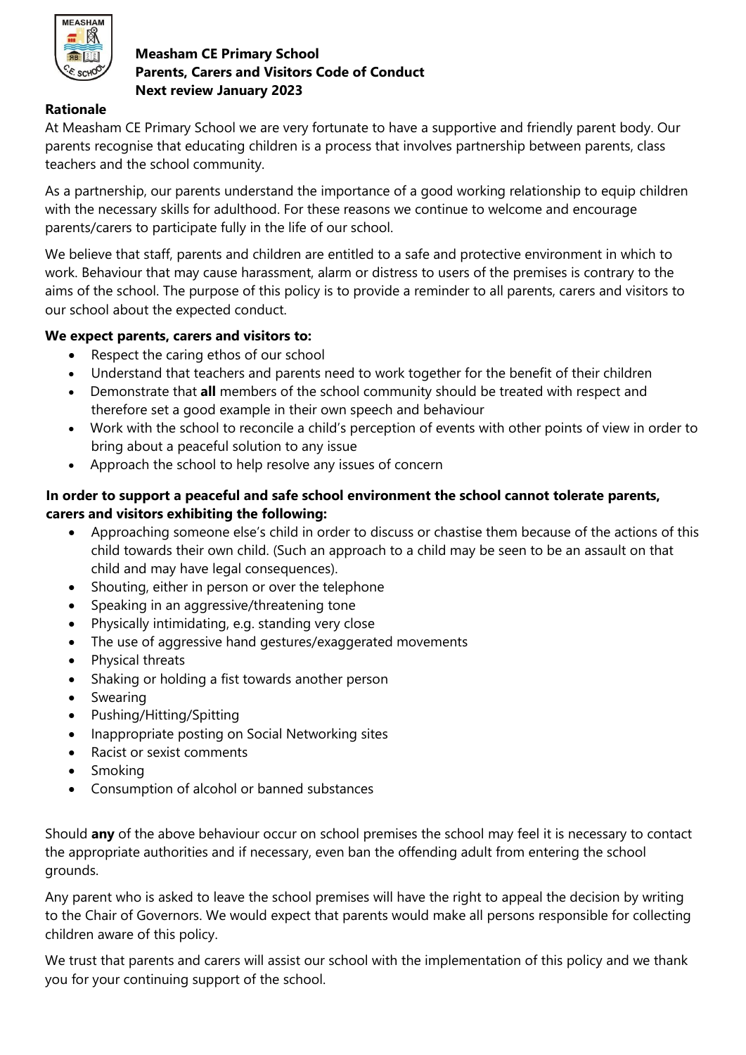**Measham CE Primary School**
**Parents, Carers and Visitors Code of Conduct**
**Next review January 2023**

## Rationale

At Measham CE Primary School we are very fortunate to have a supportive and friendly parent body. Our parents recognise that educating children is a process that involves partnership between parents, class teachers and the school community.

As a partnership, our parents understand the importance of a good working relationship to equip children with the necessary skills for adulthood. For these reasons we continue to welcome and encourage parents/carers to participate fully in the life of our school.

We believe that staff, parents and children are entitled to a safe and protective environment in which to work. Behaviour that may cause harassment, alarm or distress to users of the premises is contrary to the aims of the school. The purpose of this policy is to provide a reminder to all parents, carers and visitors to our school about the expected conduct.

**We expect parents, carers and visitors to:**

- Respect the caring ethos of our school
- Understand that teachers and parents need to work together for the benefit of their children
- Demonstrate that **all** members of the school community should be treated with respect and therefore set a good example in their own speech and behaviour
- Work with the school to reconcile a child's perception of events with other points of view in order to bring about a peaceful solution to any issue
- Approach the school to help resolve any issues of concern

**In order to support a peaceful and safe school environment the school cannot tolerate parents, carers and visitors exhibiting the following:**

- Approaching someone else's child in order to discuss or chastise them because of the actions of this child towards their own child. (Such an approach to a child may be seen to be an assault on that child and may have legal consequences).
- Shouting, either in person or over the telephone
- Speaking in an aggressive/threatening tone
- Physically intimidating, e.g. standing very close
- The use of aggressive hand gestures/exaggerated movements
- Physical threats
- Shaking or holding a fist towards another person
- Swearing
- Pushing/Hitting/Spitting
- Inappropriate posting on Social Networking sites
- Racist or sexist comments
- Smoking
- Consumption of alcohol or banned substances

Should **any** of the above behaviour occur on school premises the school may feel it is necessary to contact the appropriate authorities and if necessary, even ban the offending adult from entering the school grounds.

Any parent who is asked to leave the school premises will have the right to appeal the decision by writing to the Chair of Governors. We would expect that parents would make all persons responsible for collecting children aware of this policy.

We trust that parents and carers will assist our school with the implementation of this policy and we thank you for your continuing support of the school.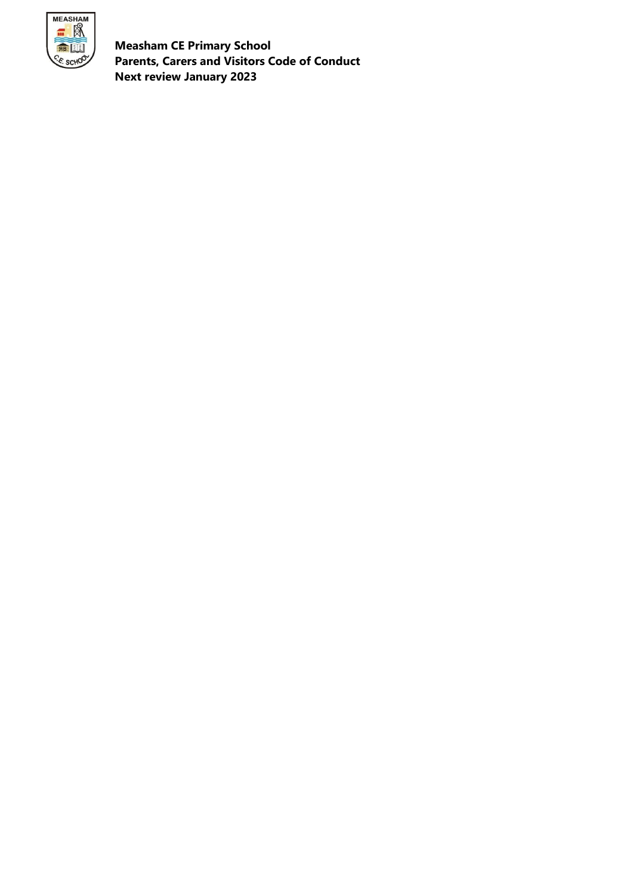**Measham CE Primary School**
**Parents, Carers and Visitors Code of Conduct**
**Next review January 2023**